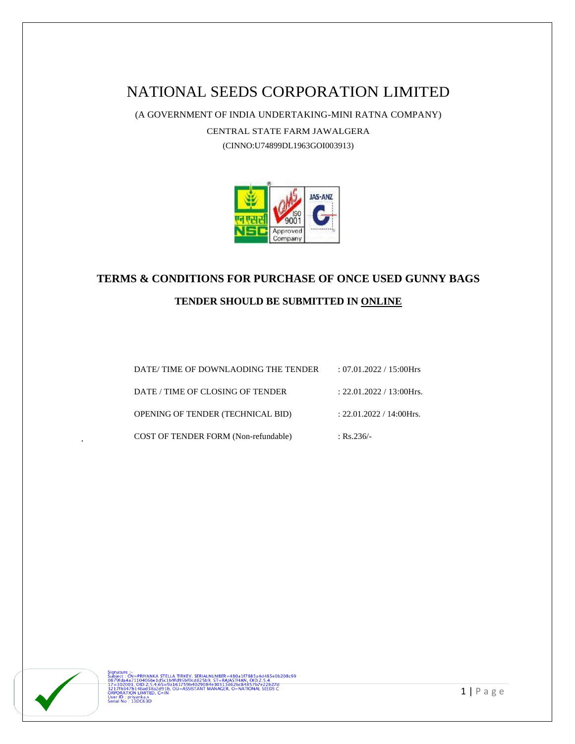# NATIONAL SEEDS CORPORATION LIMITED

(A GOVERNMENT OF INDIA UNDERTAKING-MINI RATNA COMPANY)

CENTRAL STATE FARM JAWALGERA

(CINNO:U74899DL1963GOI003913)

## TERMS & CONDITIONS FOR PURCHASE OF ONCE USED GUNNY BAGS

### TENDER SHOULD BE SUBMITTED IN ONLINE

| | |
|---|---|
| DATE/ TIME OF DOWNLAODING THE TENDER | : 07.01.2022 / 15:00Hrs |
| DATE / TIME OF CLOSING OF TENDER | : 22.01.2022 / 13:00Hrs. |
| OPENING OF TENDER (TECHNICAL BID) | : 22.01.2022 / 14:00Hrs. |
| COST OF TENDER FORM (Non-refundable) | : Rs.236/- |

Signature :-
Subject : CN=PRIYANKA STELLA TIRKEY, SERIALNUMBER=480a1f7885a4d485e0b208c99 0879fda4a7110406be1d5c1b9fd95bf0cd825b9, ST=RAJASTHAN, OID.2.5.4.17=302001, OID.2.5.4.65=9a161759b4029084e30313d62bc84857b7e22b27d 3217fb347b146ad38a2d91b, OU=ASSISTANT MANAGER, O=NATIONAL SEEDS CORPORATION LIMITED, C=IN
User ID : priyanka.s
Serial No : 13DC63D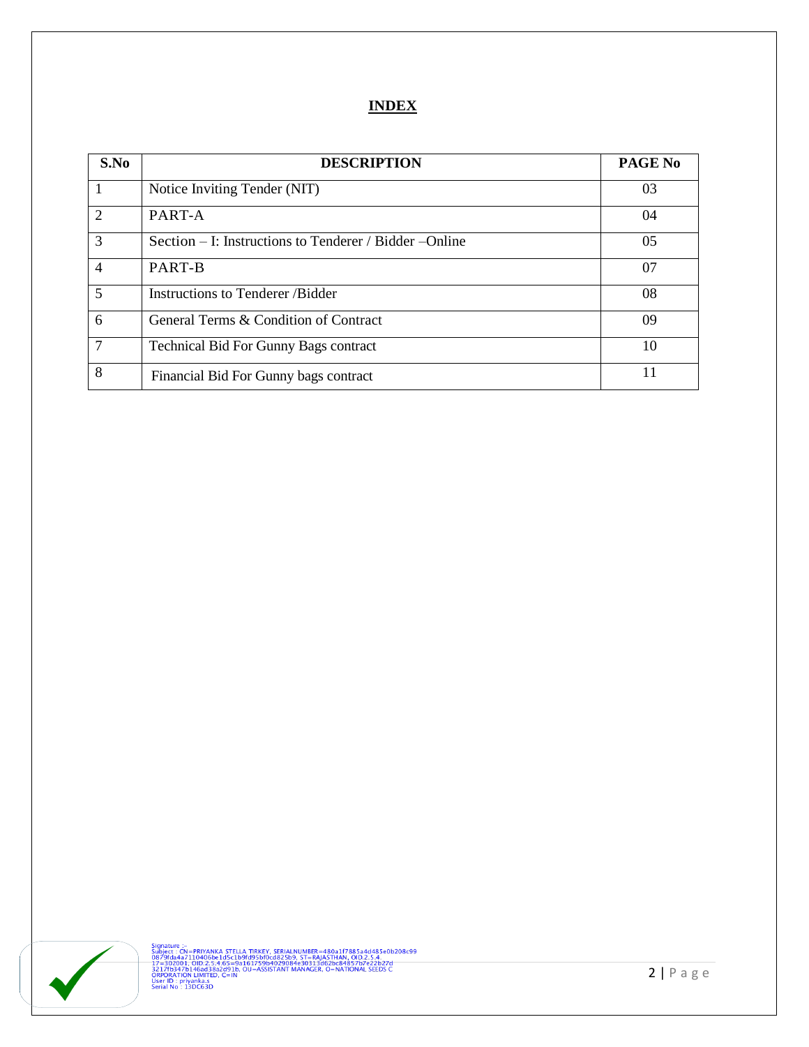# INDEX

| S.No | DESCRIPTION | PAGE No |
|---|---|---|
| 1 | Notice Inviting Tender (NIT) | 03 |
| 2 | PART-A | 04 |
| 3 | Section – I: Instructions to Tenderer / Bidder –Online | 05 |
| 4 | PART-B | 07 |
| 5 | Instructions to Tenderer /Bidder | 08 |
| 6 | General Terms & Condition of Contract | 09 |
| 7 | Technical Bid For Gunny Bags contract | 10 |
| 8 | Financial Bid For Gunny bags contract | 11 |

Signature :-
Subject : CN=PRIYANKA STELLA TIRKEY, SERIALNUMBER=480a1f7885a4d485e0b208c99
0879fda4a7110406be1d5c1b9fd95bf0cd825b9, ST=RAJASTHAN, OID.2.5.4
17=302001, OID.2.5.4.65=9a161759b4029084e30313d62bc84857b7e22b27d
3217fb347b146ad38a2d91b, OU=ASSISTANT MANAGER, O=NATIONAL SEEDS C
ORPORATION LIMITED, C=IN
User ID : priyanka.s
Serial No : 13DC63D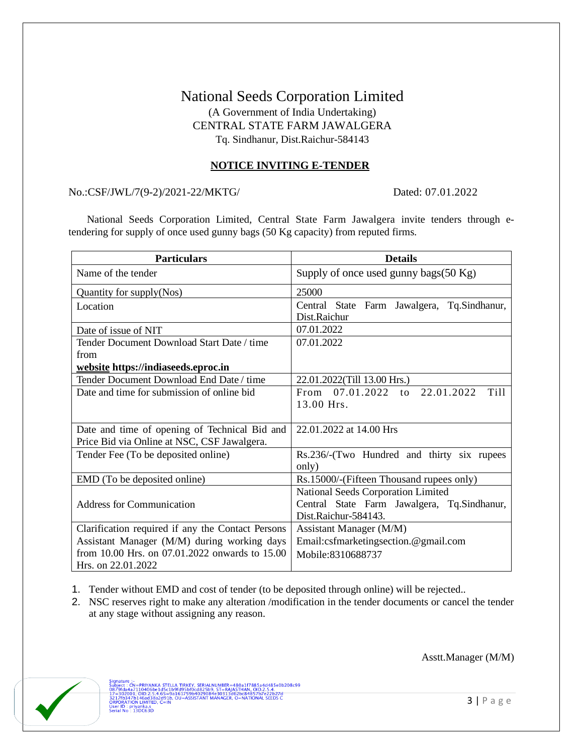# National Seeds Corporation Limited

(A Government of India Undertaking)
CENTRAL STATE FARM JAWALGERA
Tq. Sindhanur, Dist.Raichur-584143

## NOTICE INVITING E-TENDER

No.:CSF/JWL/7(9-2)/2021-22/MKTG/ Dated: 07.01.2022

National Seeds Corporation Limited, Central State Farm Jawalgera invite tenders through e-tendering for supply of once used gunny bags (50 Kg capacity) from reputed firms.

| Particulars | Details |
|---|---|
| Name of the tender | Supply of once used gunny bags(50 Kg) |
| Quantity for supply(Nos) | 25000 |
| Location | Central State Farm Jawalgera, Tq.Sindhanur, Dist.Raichur |
| Date of issue of NIT | 07.01.2022 |
| Tender Document Download Start Date / time from **website https://indiaseeds.eproc.in** | 07.01.2022 |
| Tender Document Download End Date / time | 22.01.2022(Till 13.00 Hrs.) |
| Date and time for submission of online bid | From 07.01.2022 to 22.01.2022 Till 13.00 Hrs. |
| Date and time of opening of Technical Bid and Price Bid via Online at NSC, CSF Jawalgera. | 22.01.2022 at 14.00 Hrs |
| Tender Fee (To be deposited online) | Rs.236/-(Two Hundred and thirty six rupees only) |
| EMD (To be deposited online) | Rs.15000/-(Fifteen Thousand rupees only) |
| Address for Communication | National Seeds Corporation Limited Central State Farm Jawalgera, Tq.Sindhanur, Dist.Raichur-584143. |
| Clarification required if any the Contact Persons Assistant Manager (M/M) during working days from 10.00 Hrs. on 07.01.2022 onwards to 15.00 Hrs. on 22.01.2022 | Assistant Manager (M/M) Email:csfmarketingsection.@gmail.com Mobile:8310688737 |

1. Tender without EMD and cost of tender (to be deposited through online) will be rejected..
2. NSC reserves right to make any alteration /modification in the tender documents or cancel the tender at any stage without assigning any reason.

Asstt.Manager (M/M)

Signature :-
Subject : CN=PRIYANKA STELLA TIRKEY, SERIALNUMBER=480a1f7885a4d485e0b208c99 0879fda4a7110406be1d5c1b9fd95bf0cd825b9, ST=RAJASTHAN, OID.2.5.4.17=302001, OID.2.5.4.65=9a161759b4029084e30313d62bc84857b7e22b27d3217fb347b146ad38a2d91b, OU=ASSISTANT MANAGER, O=NATIONAL SEEDS CORPORATION LIMITED, C=IN
User ID : priyanka.s
Serial No : 13DC63D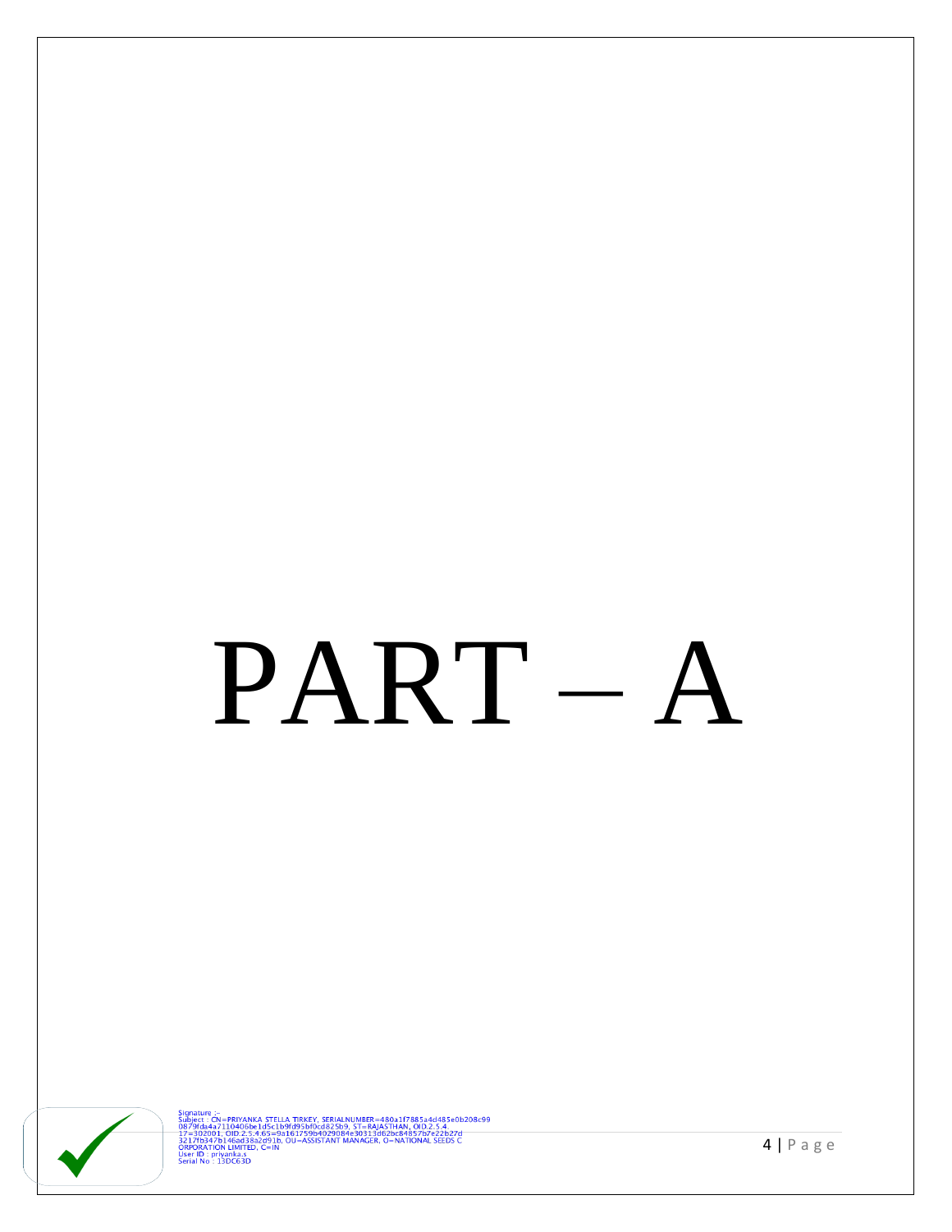# PART – A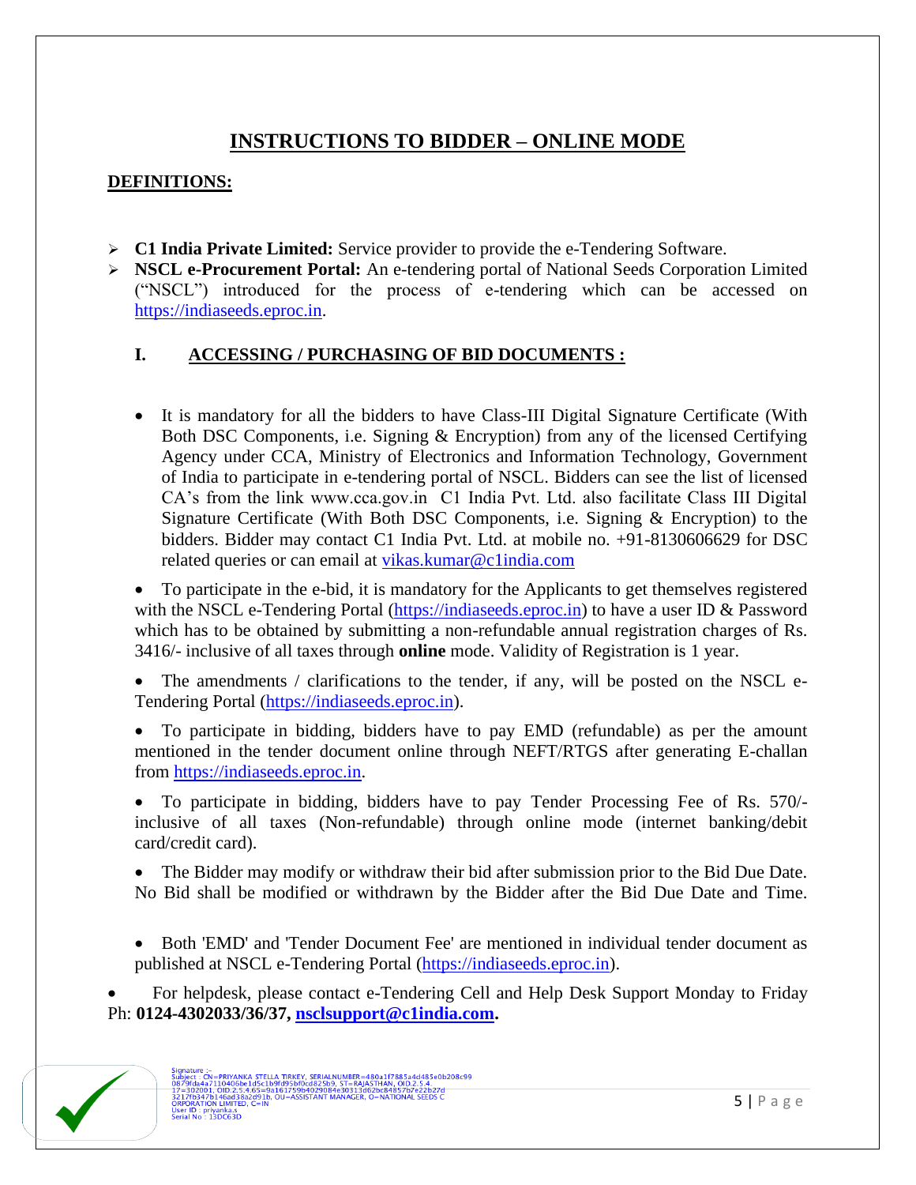# INSTRUCTIONS TO BIDDER – ONLINE MODE

## DEFINITIONS:

- **C1 India Private Limited:** Service provider to provide the e-Tendering Software.
- **NSCL e-Procurement Portal:** An e-tendering portal of National Seeds Corporation Limited ("NSCL") introduced for the process of e-tendering which can be accessed on https://indiaseeds.eproc.in.

### I. ACCESSING / PURCHASING OF BID DOCUMENTS :

- It is mandatory for all the bidders to have Class-III Digital Signature Certificate (With Both DSC Components, i.e. Signing & Encryption) from any of the licensed Certifying Agency under CCA, Ministry of Electronics and Information Technology, Government of India to participate in e-tendering portal of NSCL. Bidders can see the list of licensed CA's from the link www.cca.gov.in C1 India Pvt. Ltd. also facilitate Class III Digital Signature Certificate (With Both DSC Components, i.e. Signing & Encryption) to the bidders. Bidder may contact C1 India Pvt. Ltd. at mobile no. +91-8130606629 for DSC related queries or can email at vikas.kumar@c1india.com

- To participate in the e-bid, it is mandatory for the Applicants to get themselves registered with the NSCL e-Tendering Portal (https://indiaseeds.eproc.in) to have a user ID & Password which has to be obtained by submitting a non-refundable annual registration charges of Rs. 3416/- inclusive of all taxes through **online** mode. Validity of Registration is 1 year.

- The amendments / clarifications to the tender, if any, will be posted on the NSCL e-Tendering Portal (https://indiaseeds.eproc.in).

- To participate in bidding, bidders have to pay EMD (refundable) as per the amount mentioned in the tender document online through NEFT/RTGS after generating E-challan from https://indiaseeds.eproc.in.

- To participate in bidding, bidders have to pay Tender Processing Fee of Rs. 570/- inclusive of all taxes (Non-refundable) through online mode (internet banking/debit card/credit card).

- The Bidder may modify or withdraw their bid after submission prior to the Bid Due Date. No Bid shall be modified or withdrawn by the Bidder after the Bid Due Date and Time.

- Both 'EMD' and 'Tender Document Fee' are mentioned in individual tender document as published at NSCL e-Tendering Portal (https://indiaseeds.eproc.in).

- For helpdesk, please contact e-Tendering Cell and Help Desk Support Monday to Friday Ph: **0124-4302033/36/37, nsclsupport@c1india.com.**

Signature :-
Subject : CN=PRIYANKA STELLA TIRKEY, SERIALNUMBER=480a1f7885a4d485e0b208c99 0879fda4a7110406be1d5c1b9fd95bf0cd825b9, ST=RAJASTHAN, OID.2.5.4.17=302001, OID.2.5.4.65=9a161759b4029084e30313d62bc84857b7e22b27d 3217fb347b146ad38a2d91b, OU=ASSISTANT MANAGER, O=NATIONAL SEEDS CORPORATION LIMITED, C=IN
User ID : priyanka.s
Serial No : 13DC63D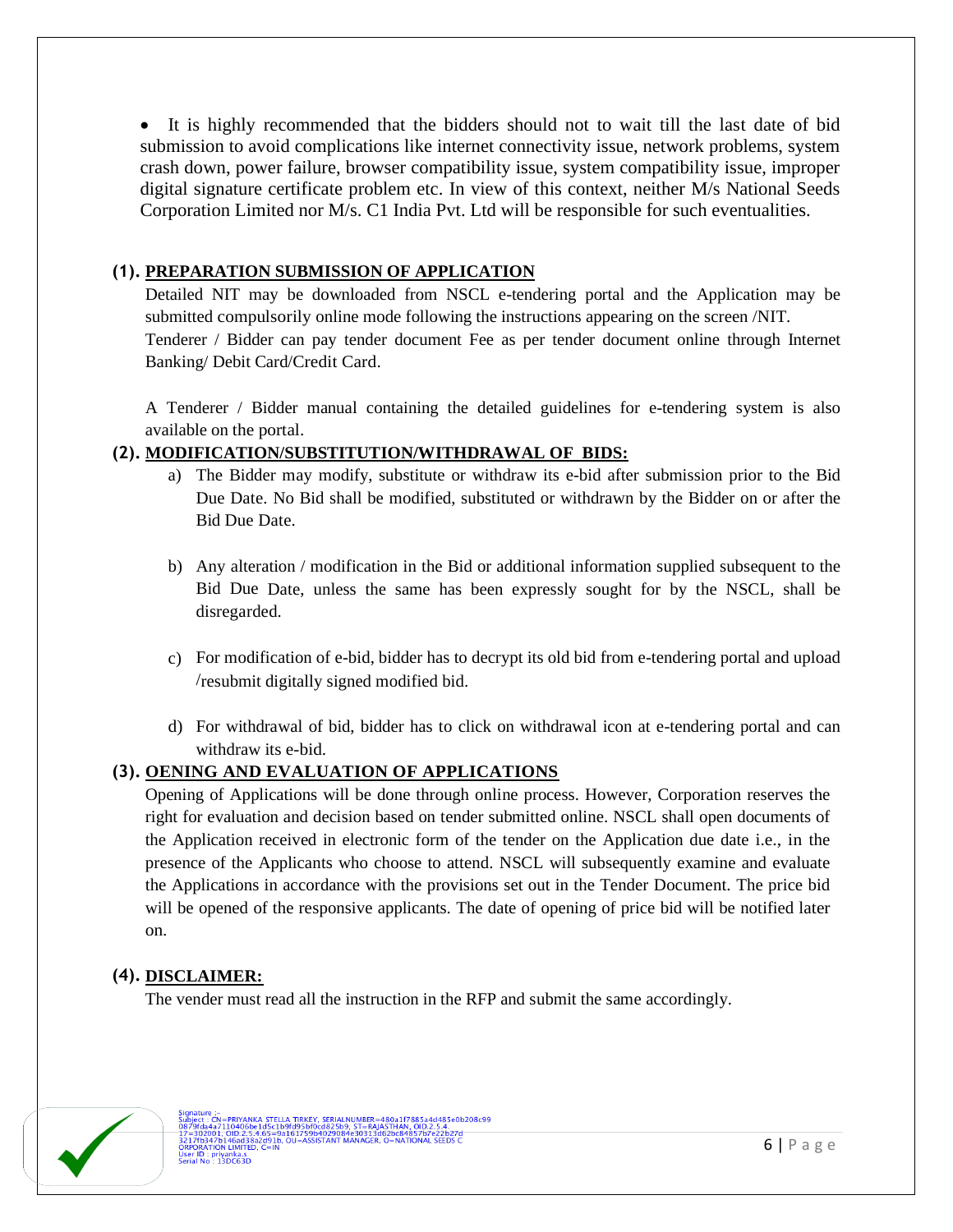- It is highly recommended that the bidders should not to wait till the last date of bid submission to avoid complications like internet connectivity issue, network problems, system crash down, power failure, browser compatibility issue, system compatibility issue, improper digital signature certificate problem etc. In view of this context, neither M/s National Seeds Corporation Limited nor M/s. C1 India Pvt. Ltd will be responsible for such eventualities.

**(1). PREPARATION SUBMISSION OF APPLICATION**

Detailed NIT may be downloaded from NSCL e-tendering portal and the Application may be submitted compulsorily online mode following the instructions appearing on the screen /NIT.

Tenderer / Bidder can pay tender document Fee as per tender document online through Internet Banking/ Debit Card/Credit Card.

A Tenderer / Bidder manual containing the detailed guidelines for e-tendering system is also available on the portal.

**(2). MODIFICATION/SUBSTITUTION/WITHDRAWAL OF BIDS:**

a) The Bidder may modify, substitute or withdraw its e-bid after submission prior to the Bid Due Date. No Bid shall be modified, substituted or withdrawn by the Bidder on or after the Bid Due Date.

b) Any alteration / modification in the Bid or additional information supplied subsequent to the Bid Due Date, unless the same has been expressly sought for by the NSCL, shall be disregarded.

c) For modification of e-bid, bidder has to decrypt its old bid from e-tendering portal and upload /resubmit digitally signed modified bid.

d) For withdrawal of bid, bidder has to click on withdrawal icon at e-tendering portal and can withdraw its e-bid.

**(3). OENING AND EVALUATION OF APPLICATIONS**

Opening of Applications will be done through online process. However, Corporation reserves the right for evaluation and decision based on tender submitted online. NSCL shall open documents of the Application received in electronic form of the tender on the Application due date i.e., in the presence of the Applicants who choose to attend. NSCL will subsequently examine and evaluate the Applications in accordance with the provisions set out in the Tender Document. The price bid will be opened of the responsive applicants. The date of opening of price bid will be notified later on.

**(4). DISCLAIMER:**

The vender must read all the instruction in the RFP and submit the same accordingly.

Signature :-
Subject : CN=PRIYANKA STELLA TIRKEY, SERIALNUMBER=480a1f7885a4d485e0b208c99 0879fda4a7110406be1d5c1b9fd95bf0cd825b9, ST=RAJASTHAN, OID.2.5.4 17=302001, OID.2.5.4.65=9a161759b4029084e30313d62bc84857b7e22b27d 3217fb347b146ad38a2d91b, OU=ASSISTANT MANAGER, O=NATIONAL SEEDS C ORPORATION LIMITED, C=IN
User ID : priyanka.s
Serial No : 13DC63D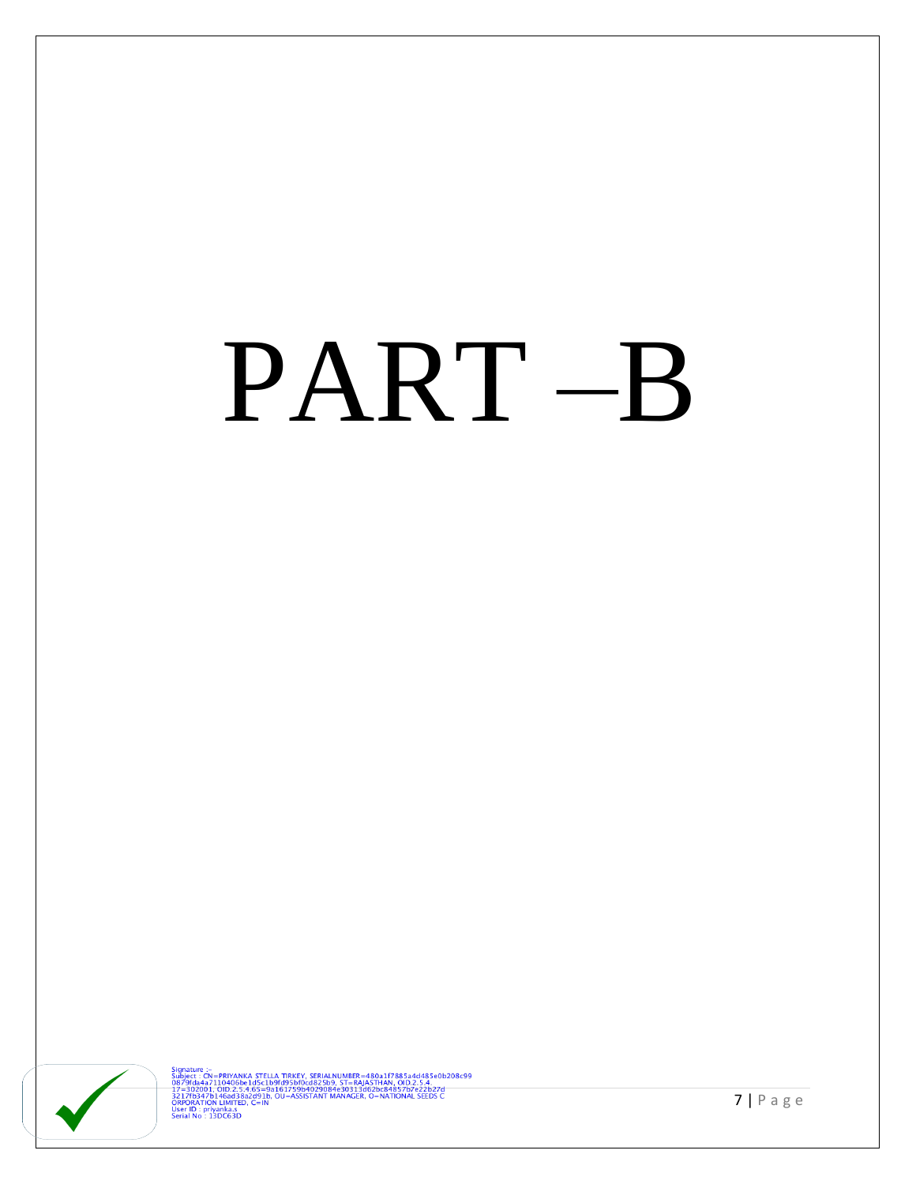# PART –B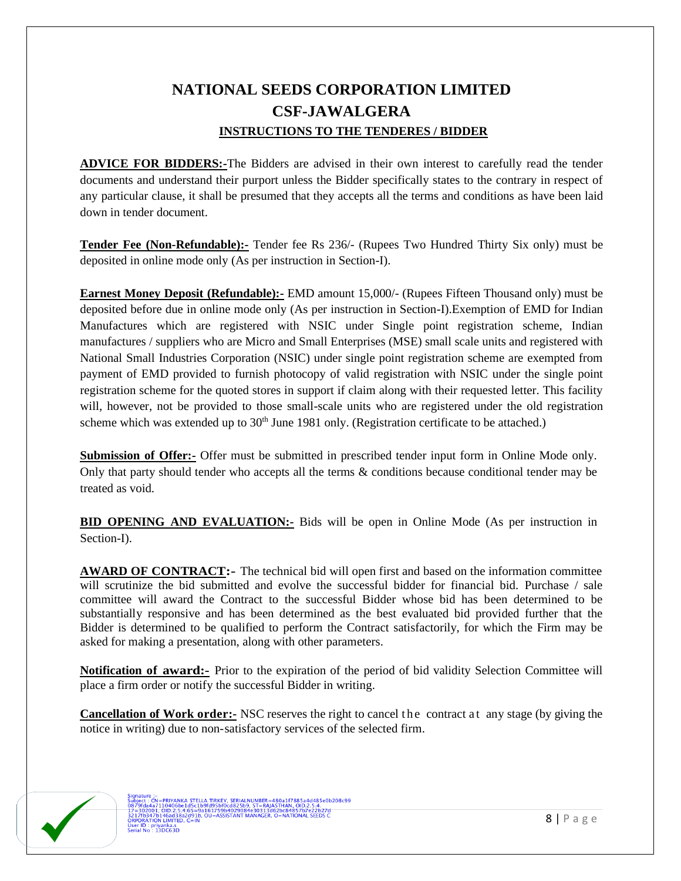# NATIONAL SEEDS CORPORATION LIMITED

## CSF-JAWALGERA

### INSTRUCTIONS TO THE TENDERES / BIDDER

**ADVICE FOR BIDDERS:-**The Bidders are advised in their own interest to carefully read the tender documents and understand their purport unless the Bidder specifically states to the contrary in respect of any particular clause, it shall be presumed that they accepts all the terms and conditions as have been laid down in tender document.

**Tender Fee (Non-Refundable):-** Tender fee Rs 236/- (Rupees Two Hundred Thirty Six only) must be deposited in online mode only (As per instruction in Section-I).

**Earnest Money Deposit (Refundable):-** EMD amount 15,000/- (Rupees Fifteen Thousand only) must be deposited before due in online mode only (As per instruction in Section-I).Exemption of EMD for Indian Manufactures which are registered with NSIC under Single point registration scheme, Indian manufactures / suppliers who are Micro and Small Enterprises (MSE) small scale units and registered with National Small Industries Corporation (NSIC) under single point registration scheme are exempted from payment of EMD provided to furnish photocopy of valid registration with NSIC under the single point registration scheme for the quoted stores in support if claim along with their requested letter. This facility will, however, not be provided to those small-scale units who are registered under the old registration scheme which was extended up to 30th June 1981 only. (Registration certificate to be attached.)

**Submission of Offer:-** Offer must be submitted in prescribed tender input form in Online Mode only. Only that party should tender who accepts all the terms & conditions because conditional tender may be treated as void.

**BID OPENING AND EVALUATION:-** Bids will be open in Online Mode (As per instruction in Section-I).

**AWARD OF CONTRACT:-** The technical bid will open first and based on the information committee will scrutinize the bid submitted and evolve the successful bidder for financial bid. Purchase / sale committee will award the Contract to the successful Bidder whose bid has been determined to be substantially responsive and has been determined as the best evaluated bid provided further that the Bidder is determined to be qualified to perform the Contract satisfactorily, for which the Firm may be asked for making a presentation, along with other parameters.

**Notification of award:-** Prior to the expiration of the period of bid validity Selection Committee will place a firm order or notify the successful Bidder in writing.

**Cancellation of Work order:-** NSC reserves the right to cancel the contract at any stage (by giving the notice in writing) due to non-satisfactory services of the selected firm.

Signature :-
Subject : CN=PRIYANKA STELLA TIRKEY, SERIALNUMBER=480a1f7885a4d485e0b208c990879fda4a7110406be1d5c1b9fd95bf0cd825b9, ST=RAJASTHAN, OID.2.5.4.17=302001, OID.2.5.4.65=9a161759b4029084e30313d62bc84857b7e22b27d3217fb347b146ad38a2d91b, OU=ASSISTANT MANAGER, O=NATIONAL SEEDS CORPORATION LIMITED, C=IN
User ID : priyanka.s
Serial No : 13DC63D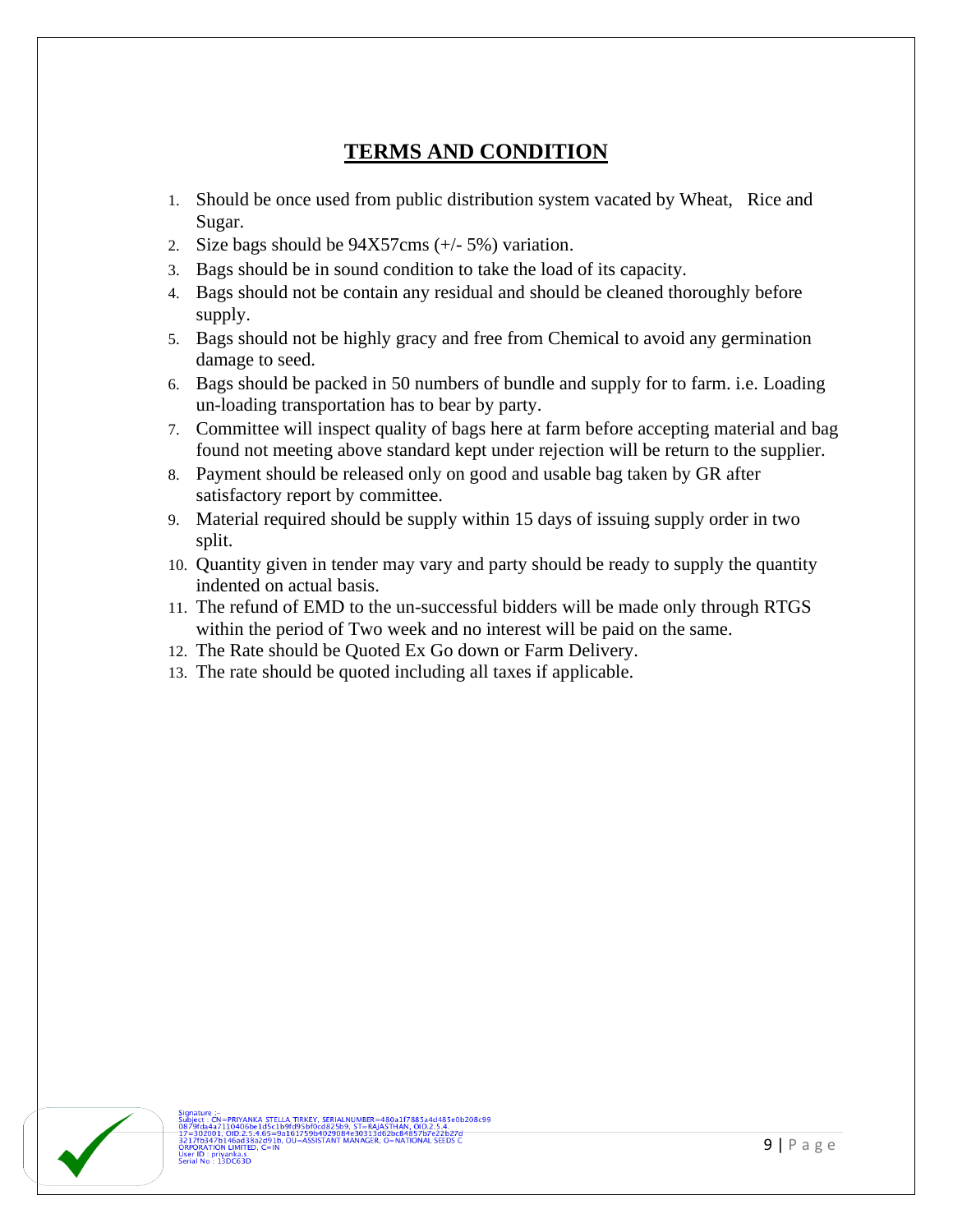# TERMS AND CONDITION

1. Should be once used from public distribution system vacated by Wheat, Rice and Sugar.
2. Size bags should be 94X57cms (+/- 5%) variation.
3. Bags should be in sound condition to take the load of its capacity.
4. Bags should not be contain any residual and should be cleaned thoroughly before supply.
5. Bags should not be highly gracy and free from Chemical to avoid any germination damage to seed.
6. Bags should be packed in 50 numbers of bundle and supply for to farm. i.e. Loading un-loading transportation has to bear by party.
7. Committee will inspect quality of bags here at farm before accepting material and bag found not meeting above standard kept under rejection will be return to the supplier.
8. Payment should be released only on good and usable bag taken by GR after satisfactory report by committee.
9. Material required should be supply within 15 days of issuing supply order in two split.
10. Quantity given in tender may vary and party should be ready to supply the quantity indented on actual basis.
11. The refund of EMD to the un-successful bidders will be made only through RTGS within the period of Two week and no interest will be paid on the same.
12. The Rate should be Quoted Ex Go down or Farm Delivery.
13. The rate should be quoted including all taxes if applicable.

Signature :-
Subject : CN=PRIYANKA STELLA TIRKEY, SERIALNUMBER=480a1f7885a4d485e0b208c99 0879fda4a7110406be1d5c1b9fd95bf0cd825b9, ST=RAJASTHAN, OID.2.5.4. 17=302001, OID.2.5.4.65=9a161759b4029084e30313d62bc84857b7e22b27d 3217fb347b146ad38a2d91b, OU=ASSISTANT MANAGER, O=NATIONAL SEEDS CORPORATION LIMITED, C=IN
User ID : priyanka.s
Serial No : 13DC63D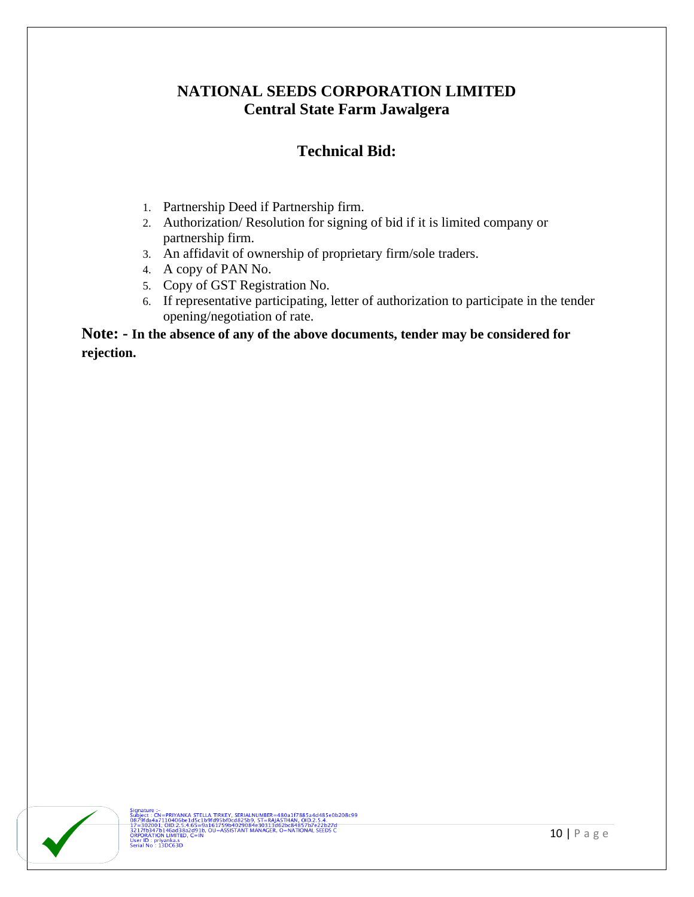# NATIONAL SEEDS CORPORATION LIMITED
## Central State Farm Jawalgera

## Technical Bid:

1. Partnership Deed if Partnership firm.
2. Authorization/ Resolution for signing of bid if it is limited company or partnership firm.
3. An affidavit of ownership of proprietary firm/sole traders.
4. A copy of PAN No.
5. Copy of GST Registration No.
6. If representative participating, letter of authorization to participate in the tender opening/negotiation of rate.

**Note: - In the absence of any of the above documents, tender may be considered for rejection.**

Signature :-
Subject : CN=PRIYANKA STELLA TIRKEY, SERIALNUMBER=480a1f7885a4d485e0b208c99 0879fda4a7110406be1d5c1b9fd95bf0cd825b9, ST=RAJASTHAN, OID.2.5.4.17=302001, OID.2.5.4.65=9a161759b4029084e30313d62bc84857b7e22b27d3217fb347b146ad38a2d91b, OU=ASSISTANT MANAGER, O=NATIONAL SEEDS CORPORATION LIMITED, C=IN
User ID : priyanka.s
Serial No : 13DC63D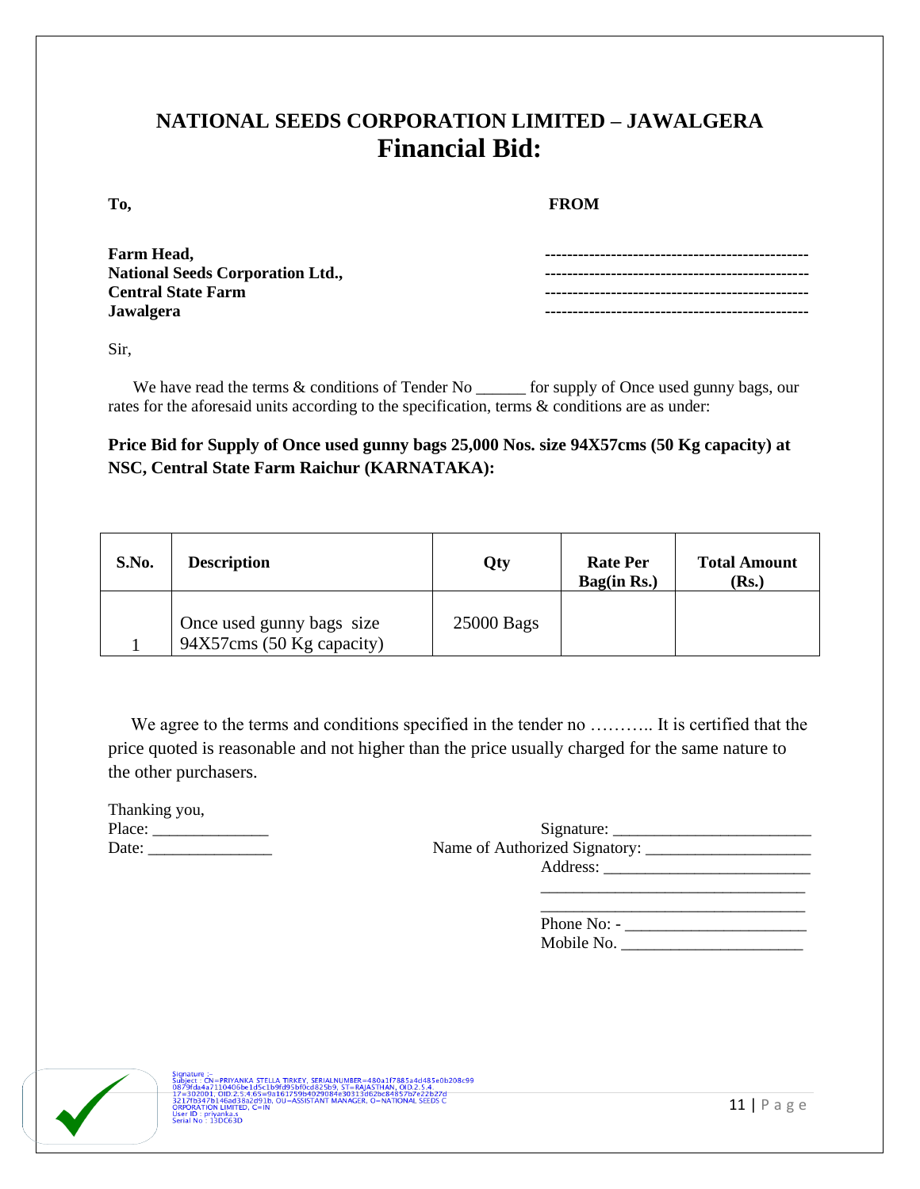# NATIONAL SEEDS CORPORATION LIMITED – JAWALGERA

## Financial Bid:

**To,** **FROM**

**Farm Head,** -----------------------------------------------
**National Seeds Corporation Ltd.,** -----------------------------------------------
**Central State Farm** -----------------------------------------------
**Jawalgera** -----------------------------------------------

Sir,

We have read the terms & conditions of Tender No ______ for supply of Once used gunny bags, our rates for the aforesaid units according to the specification, terms & conditions are as under:

**Price Bid for Supply of Once used gunny bags 25,000 Nos. size 94X57cms (50 Kg capacity) at NSC, Central State Farm Raichur (KARNATAKA):**

| S.No. | Description | Qty | Rate Per Bag(in Rs.) | Total Amount (Rs.) |
|---|---|---|---|---|
| 1 | Once used gunny bags size 94X57cms (50 Kg capacity) | 25000 Bags | | |

We agree to the terms and conditions specified in the tender no ……….. It is certified that the price quoted is reasonable and not higher than the price usually charged for the same nature to the other purchasers.

Thanking you,

Place: ______________

Date: _______________

Signature: ________________________

Name of Authorized Signatory: ____________________

Address: _________________________

________________________________

________________________________

Phone No: - ______________________

Mobile No. ______________________

Signature :-
Subject : CN=PRIYANKA STELLA TIRKEY, SERIALNUMBER=480a1f7885a4d485e0b208c99 0879fda4a7110406be1d5c1b9fd95bf0cd825b9, ST=RAJASTHAN, OID.2.5.4.17=302001, OID.2.5.4.65=9a161759b4029084e30313d62bc84857b7e22b27d 3217fb347b146ad38a2d91b, OU=ASSISTANT MANAGER, O=NATIONAL SEEDS CORPORATION LIMITED, C=IN
User ID : priyanka.s
Serial No : 13DC63D